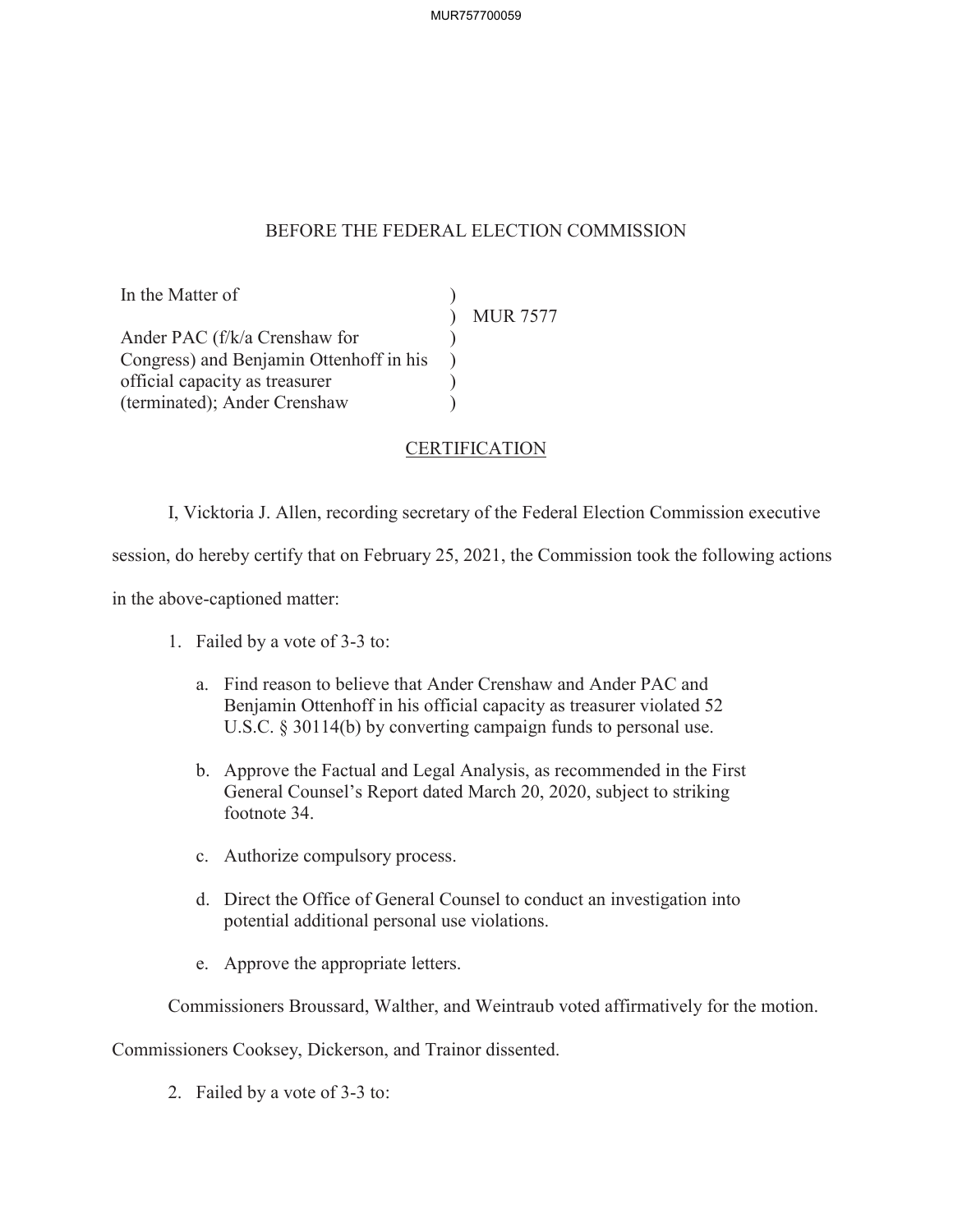## BEFORE THE FEDERAL ELECTION COMMISSION

In the Matter of ) MUR 7577
)
Ander PAC (f/k/a Crenshaw for )
Congress) and Benjamin Ottenhoff in his )
official capacity as treasurer )
(terminated); Ander Crenshaw )

## CERTIFICATION

I, Vicktoria J. Allen, recording secretary of the Federal Election Commission executive session, do hereby certify that on February 25, 2021, the Commission took the following actions in the above-captioned matter:

1. Failed by a vote of 3-3 to:

   a. Find reason to believe that Ander Crenshaw and Ander PAC and Benjamin Ottenhoff in his official capacity as treasurer violated 52 U.S.C. § 30114(b) by converting campaign funds to personal use.

   b. Approve the Factual and Legal Analysis, as recommended in the First General Counsel's Report dated March 20, 2020, subject to striking footnote 34.

   c. Authorize compulsory process.

   d. Direct the Office of General Counsel to conduct an investigation into potential additional personal use violations.

   e. Approve the appropriate letters.

   Commissioners Broussard, Walther, and Weintraub voted affirmatively for the motion. Commissioners Cooksey, Dickerson, and Trainor dissented.

2. Failed by a vote of 3-3 to: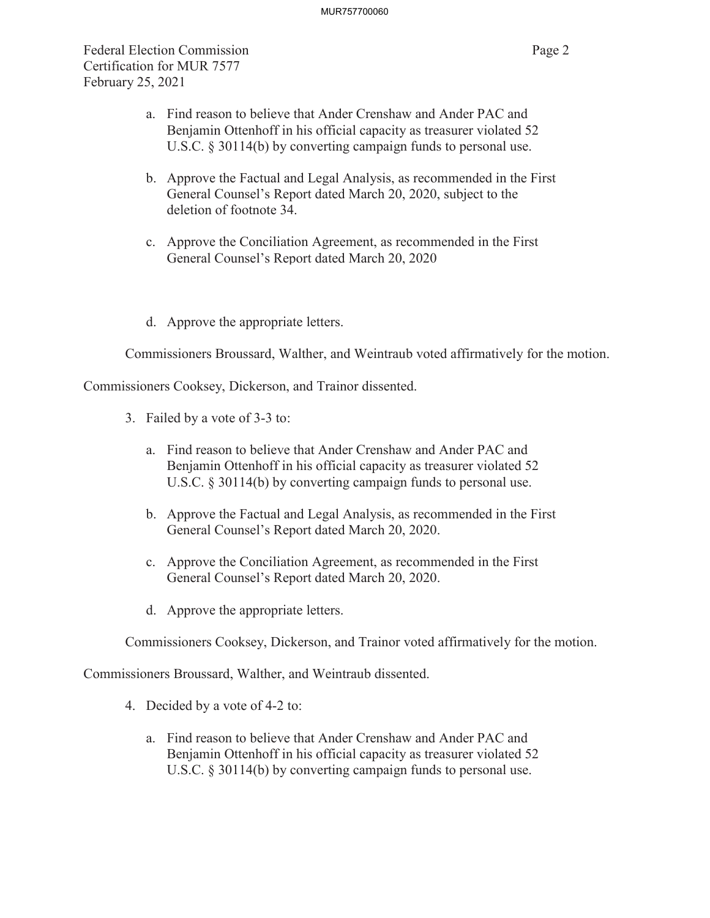Federal Election Commission
Certification for MUR 7577
February 25, 2021

a. Find reason to believe that Ander Crenshaw and Ander PAC and Benjamin Ottenhoff in his official capacity as treasurer violated 52 U.S.C. § 30114(b) by converting campaign funds to personal use.

b. Approve the Factual and Legal Analysis, as recommended in the First General Counsel's Report dated March 20, 2020, subject to the deletion of footnote 34.

c. Approve the Conciliation Agreement, as recommended in the First General Counsel's Report dated March 20, 2020

d. Approve the appropriate letters.

Commissioners Broussard, Walther, and Weintraub voted affirmatively for the motion.

Commissioners Cooksey, Dickerson, and Trainor dissented.

3. Failed by a vote of 3-3 to:

   a. Find reason to believe that Ander Crenshaw and Ander PAC and Benjamin Ottenhoff in his official capacity as treasurer violated 52 U.S.C. § 30114(b) by converting campaign funds to personal use.

   b. Approve the Factual and Legal Analysis, as recommended in the First General Counsel's Report dated March 20, 2020.

   c. Approve the Conciliation Agreement, as recommended in the First General Counsel's Report dated March 20, 2020.

   d. Approve the appropriate letters.

Commissioners Cooksey, Dickerson, and Trainor voted affirmatively for the motion.

Commissioners Broussard, Walther, and Weintraub dissented.

4. Decided by a vote of 4-2 to:

   a. Find reason to believe that Ander Crenshaw and Ander PAC and Benjamin Ottenhoff in his official capacity as treasurer violated 52 U.S.C. § 30114(b) by converting campaign funds to personal use.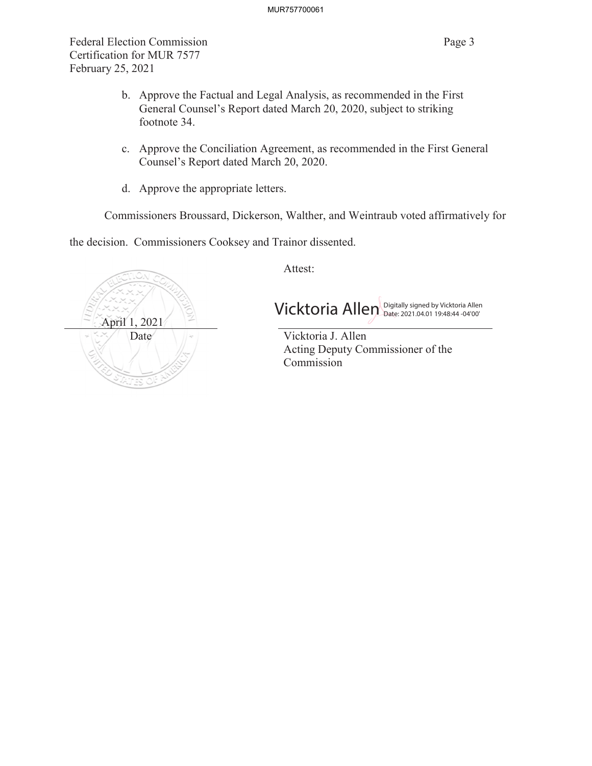Federal Election Commission
Certification for MUR 7577
February 25, 2021

b. Approve the Factual and Legal Analysis, as recommended in the First General Counsel's Report dated March 20, 2020, subject to striking footnote 34.

c. Approve the Conciliation Agreement, as recommended in the First General Counsel's Report dated March 20, 2020.

d. Approve the appropriate letters.

Commissioners Broussard, Dickerson, Walther, and Weintraub voted affirmatively for the decision. Commissioners Cooksey and Trainor dissented.

Attest:

April 1, 2021
Date

Vicktoria Allen Digitally signed by Vicktoria Allen Date: 2021.04.01 19:48:44 -04'00'

Vicktoria J. Allen
Acting Deputy Commissioner of the Commission